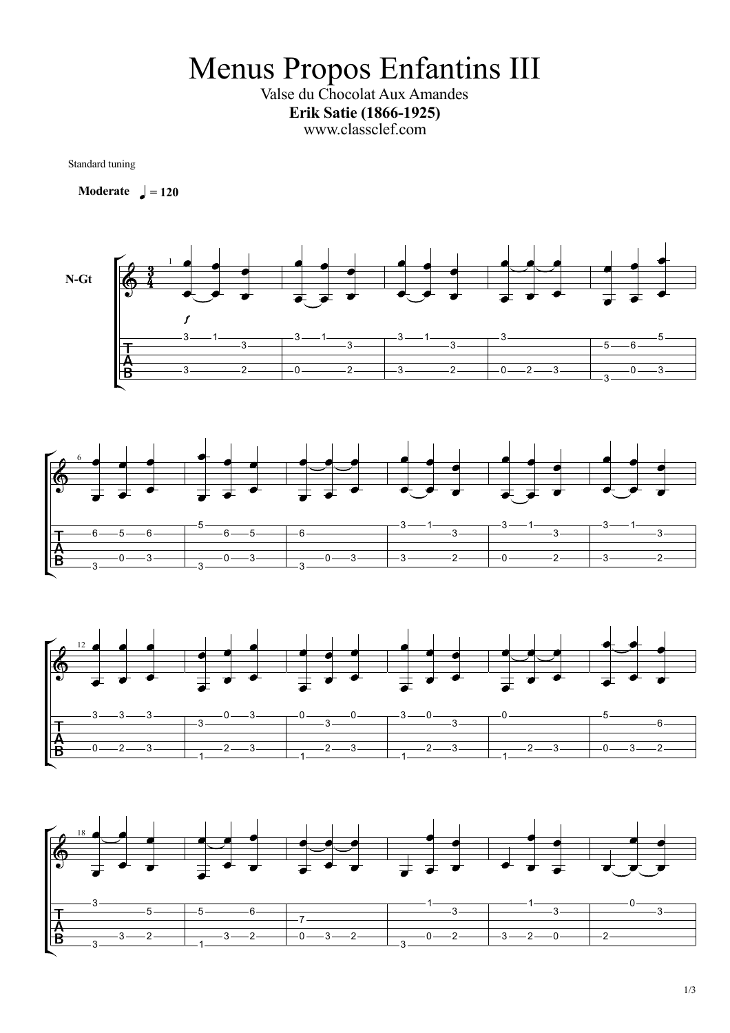# Menus Propos Enfantins III

Valse du Chocolat Aux Amandes

**Erik Satie (1866-1925)**

www.classclef.com

Standard tuning

**Moderate** ♩ = 120

N-Gt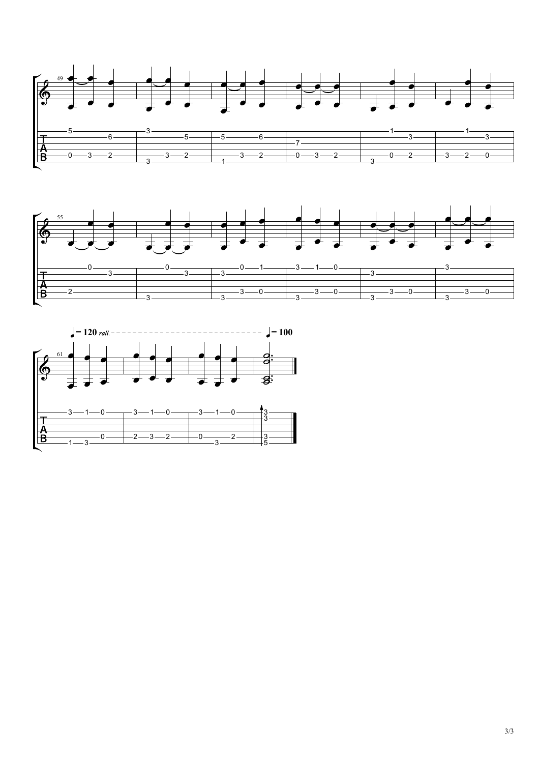♩= 120 *rall.*

♩= 100